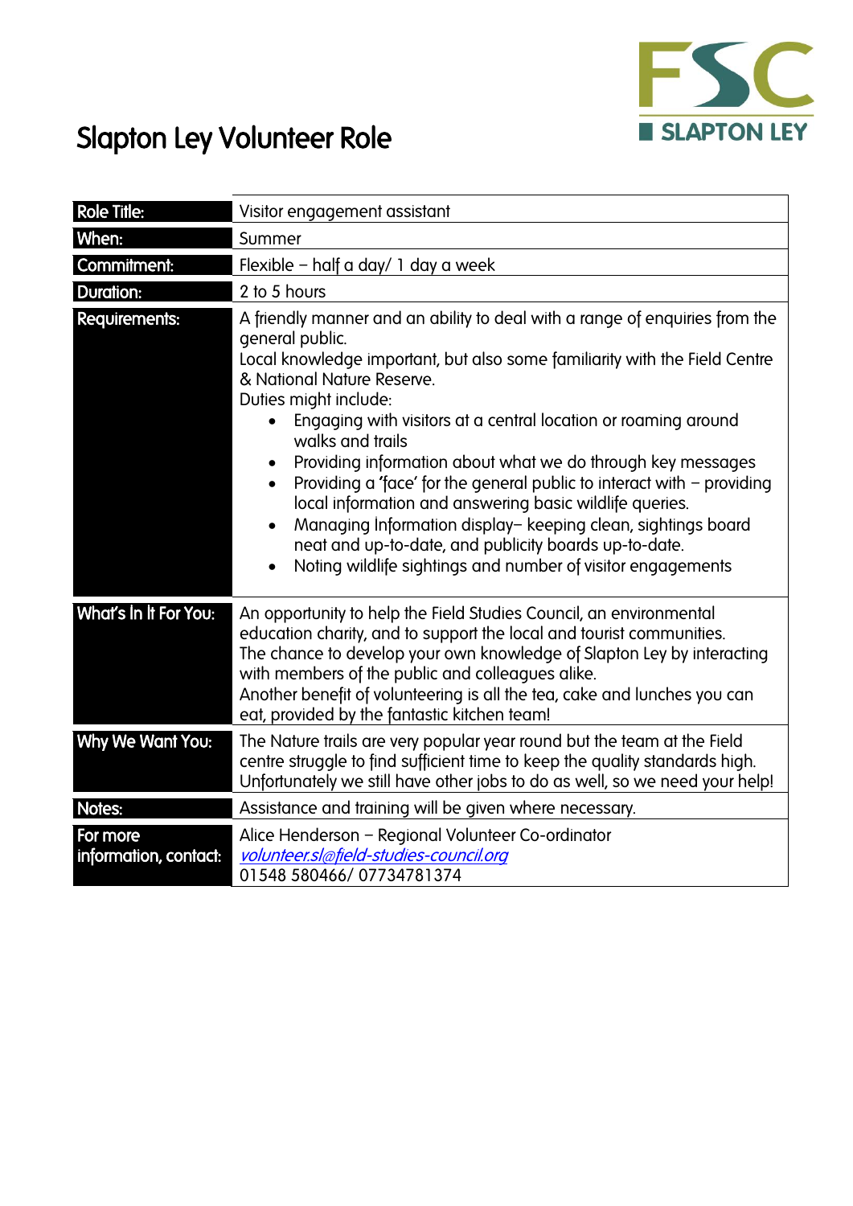FSC
SLAPTON LEY

# Slapton Ley Volunteer Role

| | |
|---|---|
| **Role Title:** | Visitor engagement assistant |
| **When:** | Summer |
| **Commitment:** | Flexible – half a day/ 1 day a week |
| **Duration:** | 2 to 5 hours |
| **Requirements:** | A friendly manner and an ability to deal with a range of enquiries from the general public.<br>Local knowledge important, but also some familiarity with the Field Centre & National Nature Reserve.<br>Duties might include:<br>• Engaging with visitors at a central location or roaming around walks and trails<br>• Providing information about what we do through key messages<br>• Providing a 'face' for the general public to interact with – providing local information and answering basic wildlife queries.<br>• Managing Information display– keeping clean, sightings board neat and up-to-date, and publicity boards up-to-date.<br>• Noting wildlife sightings and number of visitor engagements |
| **What's In It For You:** | An opportunity to help the Field Studies Council, an environmental education charity, and to support the local and tourist communities.<br>The chance to develop your own knowledge of Slapton Ley by interacting with members of the public and colleagues alike.<br>Another benefit of volunteering is all the tea, cake and lunches you can eat, provided by the fantastic kitchen team! |
| **Why We Want You:** | The Nature trails are very popular year round but the team at the Field centre struggle to find sufficient time to keep the quality standards high. Unfortunately we still have other jobs to do as well, so we need your help! |
| **Notes:** | Assistance and training will be given where necessary. |
| **For more information, contact:** | Alice Henderson – Regional Volunteer Co-ordinator<br>*volunteer.sl@field-studies-council.org*<br>01548 580466/ 07734781374 |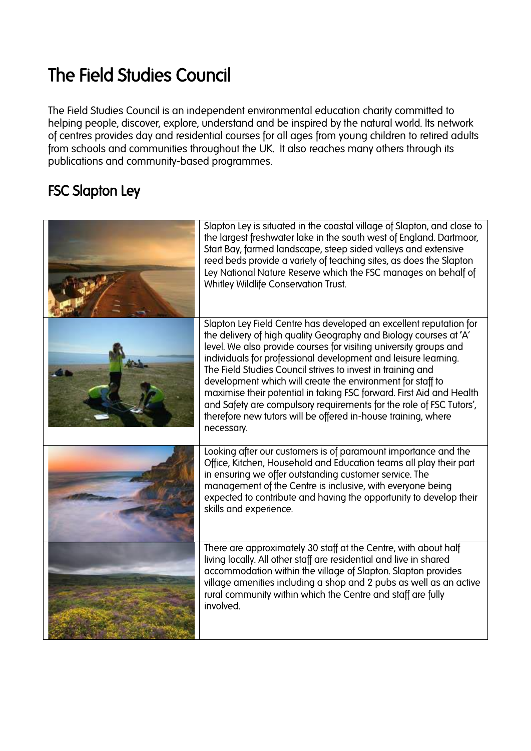# The Field Studies Council

The Field Studies Council is an independent environmental education charity committed to helping people, discover, explore, understand and be inspired by the natural world. Its network of centres provides day and residential courses for all ages from young children to retired adults from schools and communities throughout the UK. It also reaches many others through its publications and community-based programmes.

## FSC Slapton Ley

Slapton Ley is situated in the coastal village of Slapton, and close to the largest freshwater lake in the south west of England. Dartmoor, Start Bay, farmed landscape, steep sided valleys and extensive reed beds provide a variety of teaching sites, as does the Slapton Ley National Nature Reserve which the FSC manages on behalf of Whitley Wildlife Conservation Trust.

Slapton Ley Field Centre has developed an excellent reputation for the delivery of high quality Geography and Biology courses at 'A' level. We also provide courses for visiting university groups and individuals for professional development and leisure learning. The Field Studies Council strives to invest in training and development which will create the environment for staff to maximise their potential in taking FSC forward. First Aid and Health and Safety are compulsory requirements for the role of FSC Tutors', therefore new tutors will be offered in-house training, where necessary.

Looking after our customers is of paramount importance and the Office, Kitchen, Household and Education teams all play their part in ensuring we offer outstanding customer service. The management of the Centre is inclusive, with everyone being expected to contribute and having the opportunity to develop their skills and experience.

There are approximately 30 staff at the Centre, with about half living locally. All other staff are residential and live in shared accommodation within the village of Slapton. Slapton provides village amenities including a shop and 2 pubs as well as an active rural community within which the Centre and staff are fully involved.